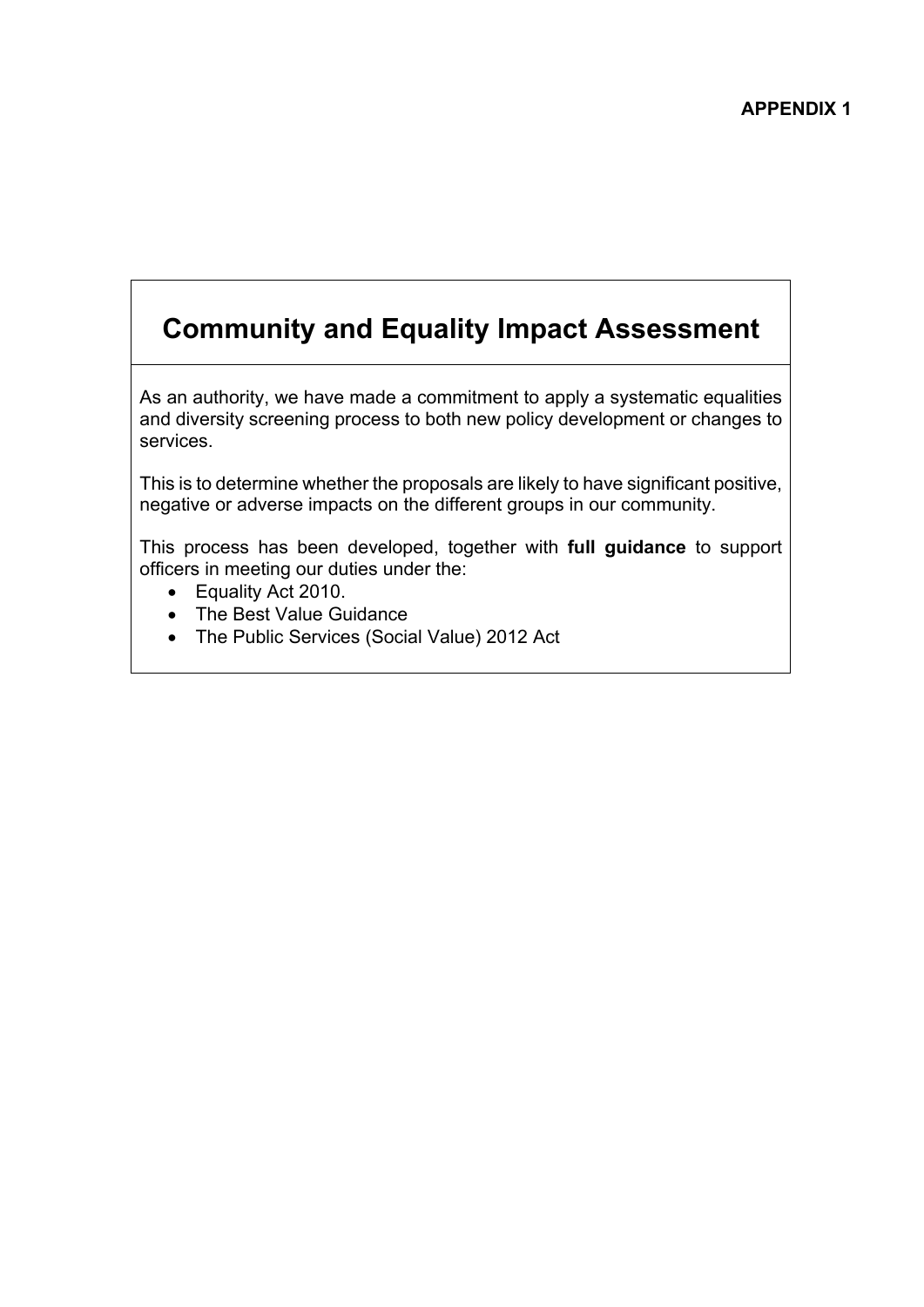**APPENDIX 1**

# Community and Equality Impact Assessment

As an authority, we have made a commitment to apply a systematic equalities and diversity screening process to both new policy development or changes to services.

This is to determine whether the proposals are likely to have significant positive, negative or adverse impacts on the different groups in our community.

This process has been developed, together with **full guidance** to support officers in meeting our duties under the:

- Equality Act 2010.
- The Best Value Guidance
- The Public Services (Social Value) 2012 Act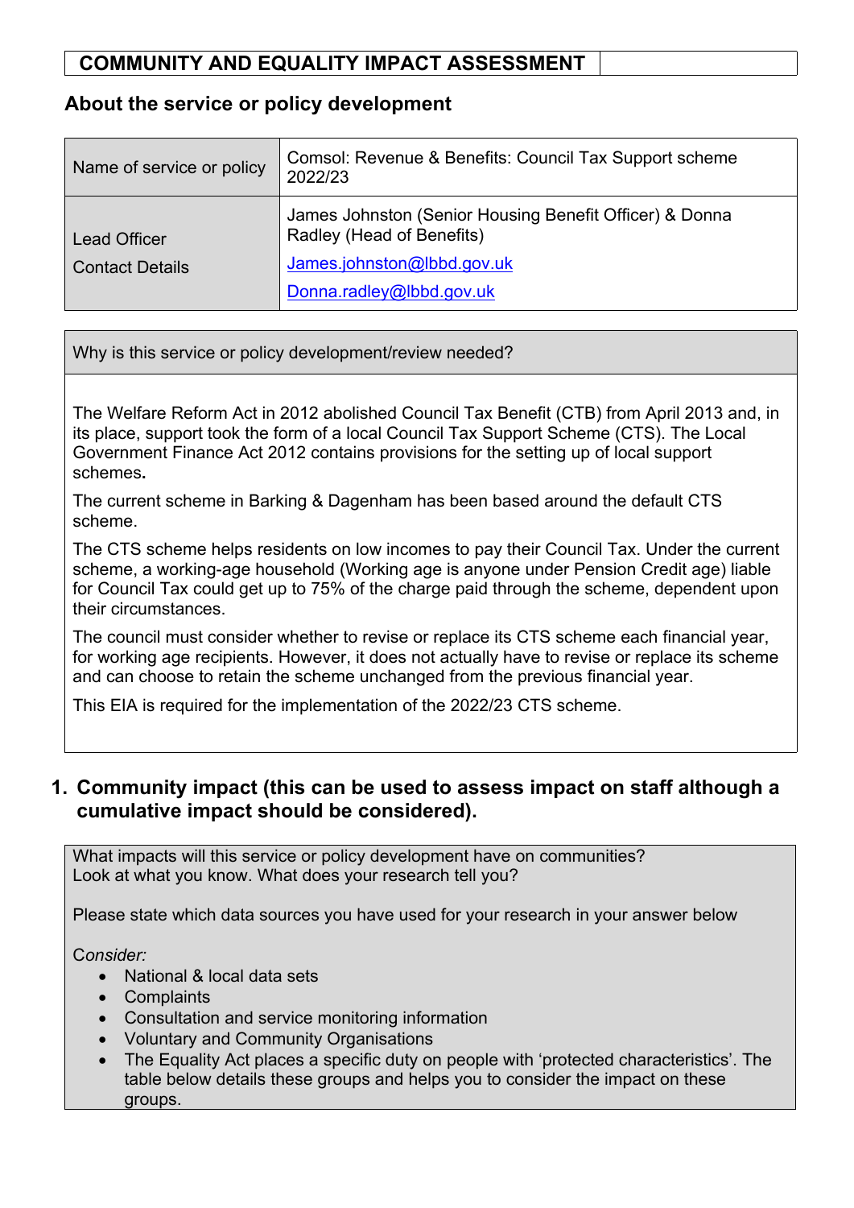| COMMUNITY AND EQUALITY IMPACT ASSESSMENT | |
|---|---|

## About the service or policy development

| Name of service or policy | Comsol: Revenue & Benefits: Council Tax Support scheme 2022/23 |
|---|---|
| Lead Officer<br>Contact Details | James Johnston (Senior Housing Benefit Officer) & Donna Radley (Head of Benefits)<br>James.johnston@lbbd.gov.uk<br>Donna.radley@lbbd.gov.uk |

| Why is this service or policy development/review needed? |
|---|
| The Welfare Reform Act in 2012 abolished Council Tax Benefit (CTB) from April 2013 and, in its place, support took the form of a local Council Tax Support Scheme (CTS). The Local Government Finance Act 2012 contains provisions for the setting up of local support schemes.<br><br>The current scheme in Barking & Dagenham has been based around the default CTS scheme.<br><br>The CTS scheme helps residents on low incomes to pay their Council Tax. Under the current scheme, a working-age household (Working age is anyone under Pension Credit age) liable for Council Tax could get up to 75% of the charge paid through the scheme, dependent upon their circumstances.<br><br>The council must consider whether to revise or replace its CTS scheme each financial year, for working age recipients. However, it does not actually have to revise or replace its scheme and can choose to retain the scheme unchanged from the previous financial year.<br><br>This EIA is required for the implementation of the 2022/23 CTS scheme. |

## 1. Community impact (this can be used to assess impact on staff although a cumulative impact should be considered).

| What impacts will this service or policy development have on communities?<br>Look at what you know. What does your research tell you?<br><br>Please state which data sources you have used for your research in your answer below<br><br>*Consider:*<br>• National & local data sets<br>• Complaints<br>• Consultation and service monitoring information<br>• Voluntary and Community Organisations<br>• The Equality Act places a specific duty on people with 'protected characteristics'. The table below details these groups and helps you to consider the impact on these groups. |
|---|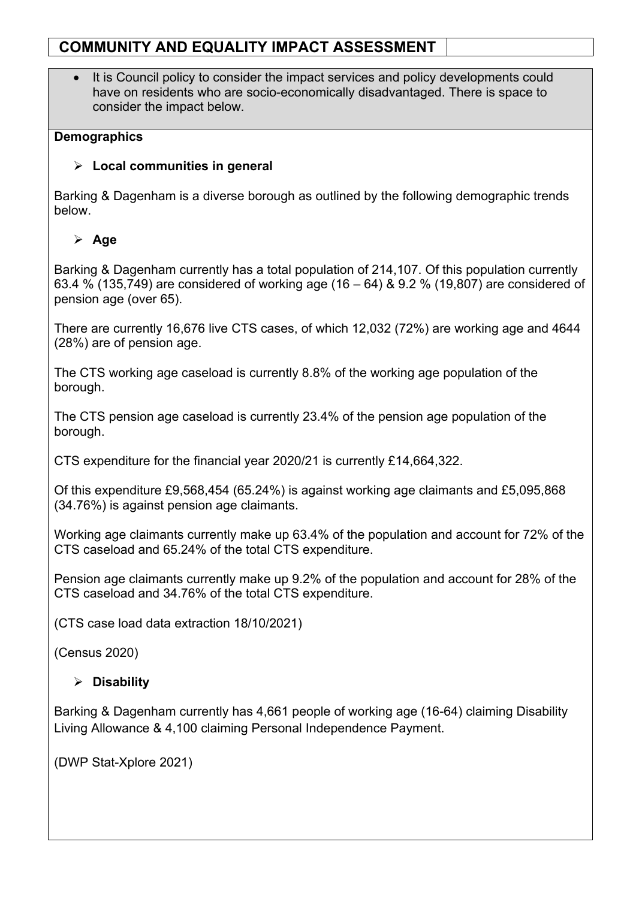# COMMUNITY AND EQUALITY IMPACT ASSESSMENT

- It is Council policy to consider the impact services and policy developments could have on residents who are socio-economically disadvantaged. There is space to consider the impact below.

**Demographics**

- **Local communities in general**

Barking & Dagenham is a diverse borough as outlined by the following demographic trends below.

- **Age**

Barking & Dagenham currently has a total population of 214,107. Of this population currently 63.4 % (135,749) are considered of working age (16 – 64) & 9.2 % (19,807) are considered of pension age (over 65).

There are currently 16,676 live CTS cases, of which 12,032 (72%) are working age and 4644 (28%) are of pension age.

The CTS working age caseload is currently 8.8% of the working age population of the borough.

The CTS pension age caseload is currently 23.4% of the pension age population of the borough.

CTS expenditure for the financial year 2020/21 is currently £14,664,322.

Of this expenditure £9,568,454 (65.24%) is against working age claimants and £5,095,868 (34.76%) is against pension age claimants.

Working age claimants currently make up 63.4% of the population and account for 72% of the CTS caseload and 65.24% of the total CTS expenditure.

Pension age claimants currently make up 9.2% of the population and account for 28% of the CTS caseload and 34.76% of the total CTS expenditure.

(CTS case load data extraction 18/10/2021)

(Census 2020)

- **Disability**

Barking & Dagenham currently has 4,661 people of working age (16-64) claiming Disability Living Allowance & 4,100 claiming Personal Independence Payment.

(DWP Stat-Xplore 2021)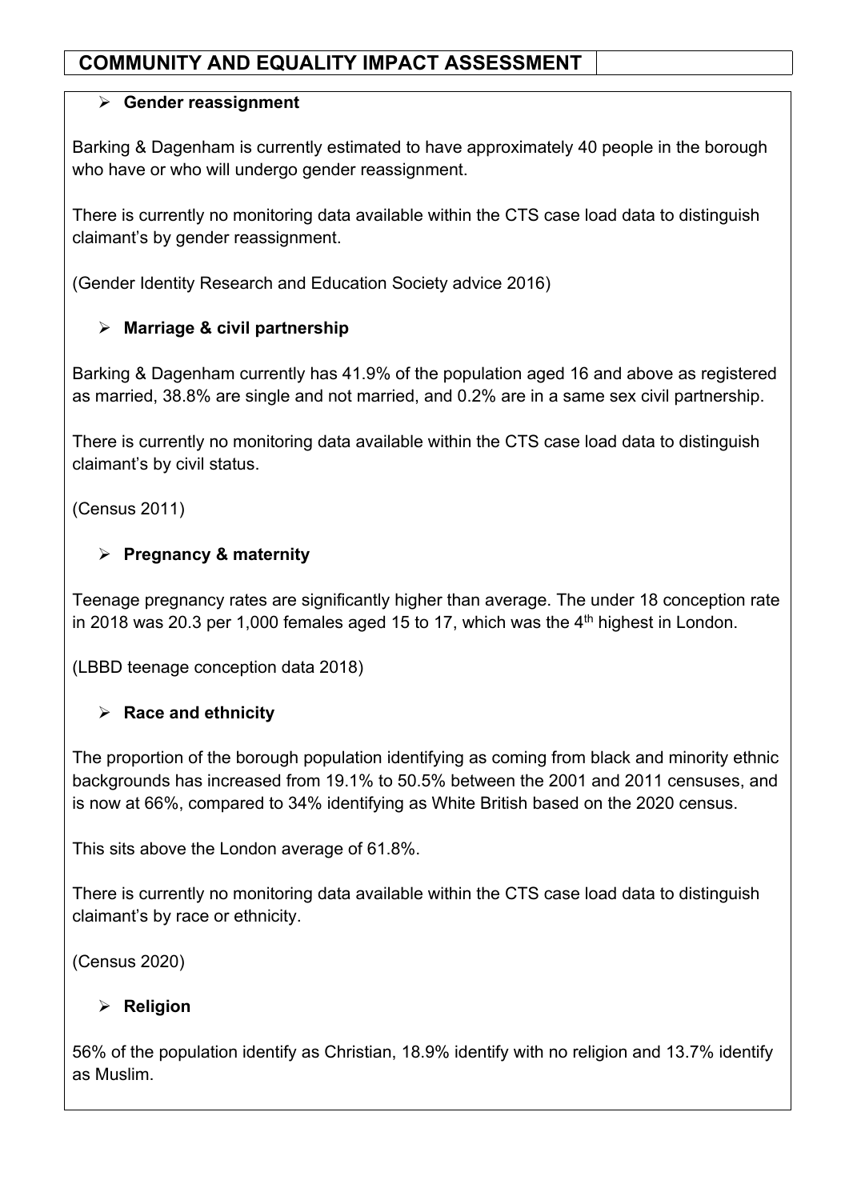# COMMUNITY AND EQUALITY IMPACT ASSESSMENT

- **Gender reassignment**

Barking & Dagenham is currently estimated to have approximately 40 people in the borough who have or who will undergo gender reassignment.

There is currently no monitoring data available within the CTS case load data to distinguish claimant's by gender reassignment.

(Gender Identity Research and Education Society advice 2016)

- **Marriage & civil partnership**

Barking & Dagenham currently has 41.9% of the population aged 16 and above as registered as married, 38.8% are single and not married, and 0.2% are in a same sex civil partnership.

There is currently no monitoring data available within the CTS case load data to distinguish claimant's by civil status.

(Census 2011)

- **Pregnancy & maternity**

Teenage pregnancy rates are significantly higher than average. The under 18 conception rate in 2018 was 20.3 per 1,000 females aged 15 to 17, which was the 4th highest in London.

(LBBD teenage conception data 2018)

- **Race and ethnicity**

The proportion of the borough population identifying as coming from black and minority ethnic backgrounds has increased from 19.1% to 50.5% between the 2001 and 2011 censuses, and is now at 66%, compared to 34% identifying as White British based on the 2020 census.

This sits above the London average of 61.8%.

There is currently no monitoring data available within the CTS case load data to distinguish claimant's by race or ethnicity.

(Census 2020)

- **Religion**

56% of the population identify as Christian, 18.9% identify with no religion and 13.7% identify as Muslim.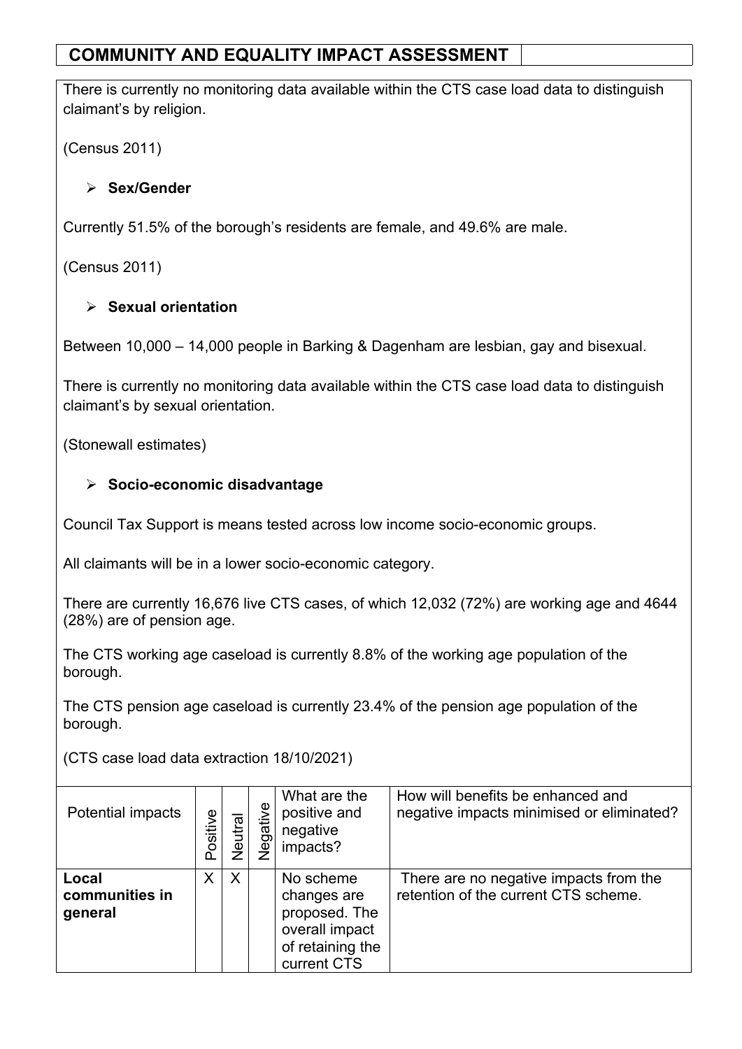| COMMUNITY AND EQUALITY IMPACT ASSESSMENT | |
|---|---|

There is currently no monitoring data available within the CTS case load data to distinguish claimant's by religion.

(Census 2011)

- **Sex/Gender**

Currently 51.5% of the borough's residents are female, and 49.6% are male.

(Census 2011)

- **Sexual orientation**

Between 10,000 – 14,000 people in Barking & Dagenham are lesbian, gay and bisexual.

There is currently no monitoring data available within the CTS case load data to distinguish claimant's by sexual orientation.

(Stonewall estimates)

- **Socio-economic disadvantage**

Council Tax Support is means tested across low income socio-economic groups.

All claimants will be in a lower socio-economic category.

There are currently 16,676 live CTS cases, of which 12,032 (72%) are working age and 4644 (28%) are of pension age.

The CTS working age caseload is currently 8.8% of the working age population of the borough.

The CTS pension age caseload is currently 23.4% of the pension age population of the borough.

(CTS case load data extraction 18/10/2021)

| Potential impacts | Positive | Neutral | Negative | What are the positive and negative impacts? | How will benefits be enhanced and negative impacts minimised or eliminated? |
|---|---|---|---|---|---|
| **Local communities in general** | X | X | | No scheme changes are proposed. The overall impact of retaining the current CTS | There are no negative impacts from the retention of the current CTS scheme. |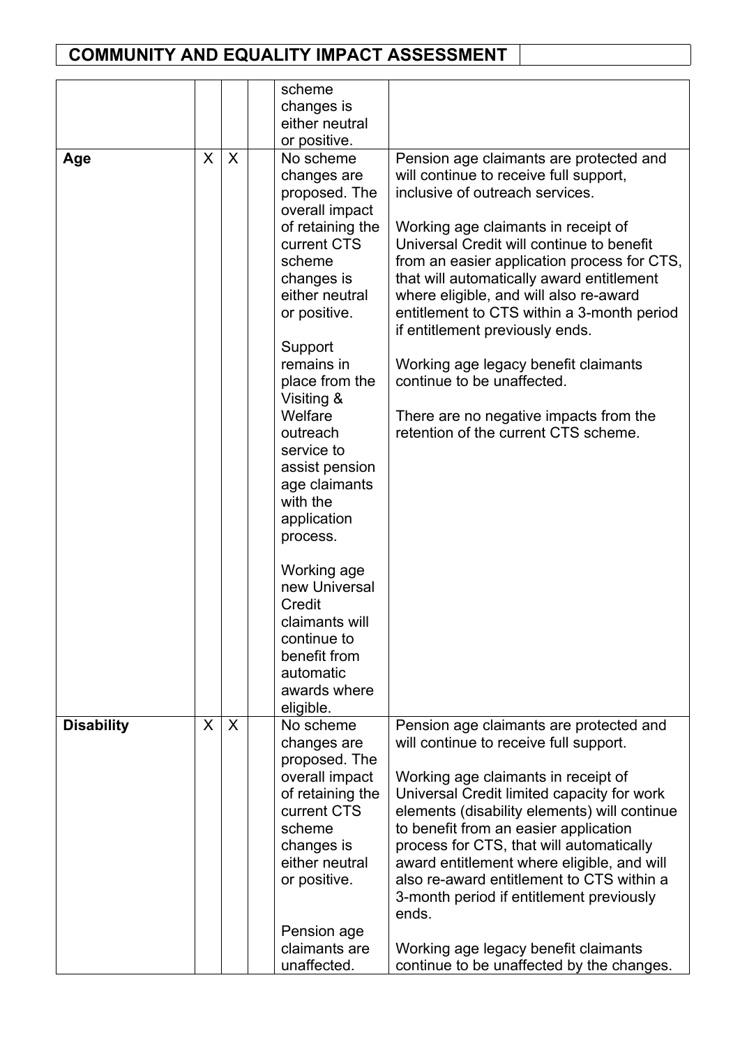## COMMUNITY AND EQUALITY IMPACT ASSESSMENT

| | | | | | |
|---|---|---|---|---|---|
| | | | | scheme changes is either neutral or positive. | |
| **Age** | X | X | | No scheme changes are proposed. The overall impact of retaining the current CTS scheme changes is either neutral or positive.<br><br>Support remains in place from the Visiting & Welfare outreach service to assist pension age claimants with the application process.<br><br>Working age new Universal Credit claimants will continue to benefit from automatic awards where eligible. | Pension age claimants are protected and will continue to receive full support, inclusive of outreach services.<br><br>Working age claimants in receipt of Universal Credit will continue to benefit from an easier application process for CTS, that will automatically award entitlement where eligible, and will also re-award entitlement to CTS within a 3-month period if entitlement previously ends.<br><br>Working age legacy benefit claimants continue to be unaffected.<br><br>There are no negative impacts from the retention of the current CTS scheme. |
| **Disability** | X | X | | No scheme changes are proposed. The overall impact of retaining the current CTS scheme changes is either neutral or positive.<br><br>Pension age claimants are unaffected. | Pension age claimants are protected and will continue to receive full support.<br><br>Working age claimants in receipt of Universal Credit limited capacity for work elements (disability elements) will continue to benefit from an easier application process for CTS, that will automatically award entitlement where eligible, and will also re-award entitlement to CTS within a 3-month period if entitlement previously ends.<br><br>Working age legacy benefit claimants continue to be unaffected by the changes. |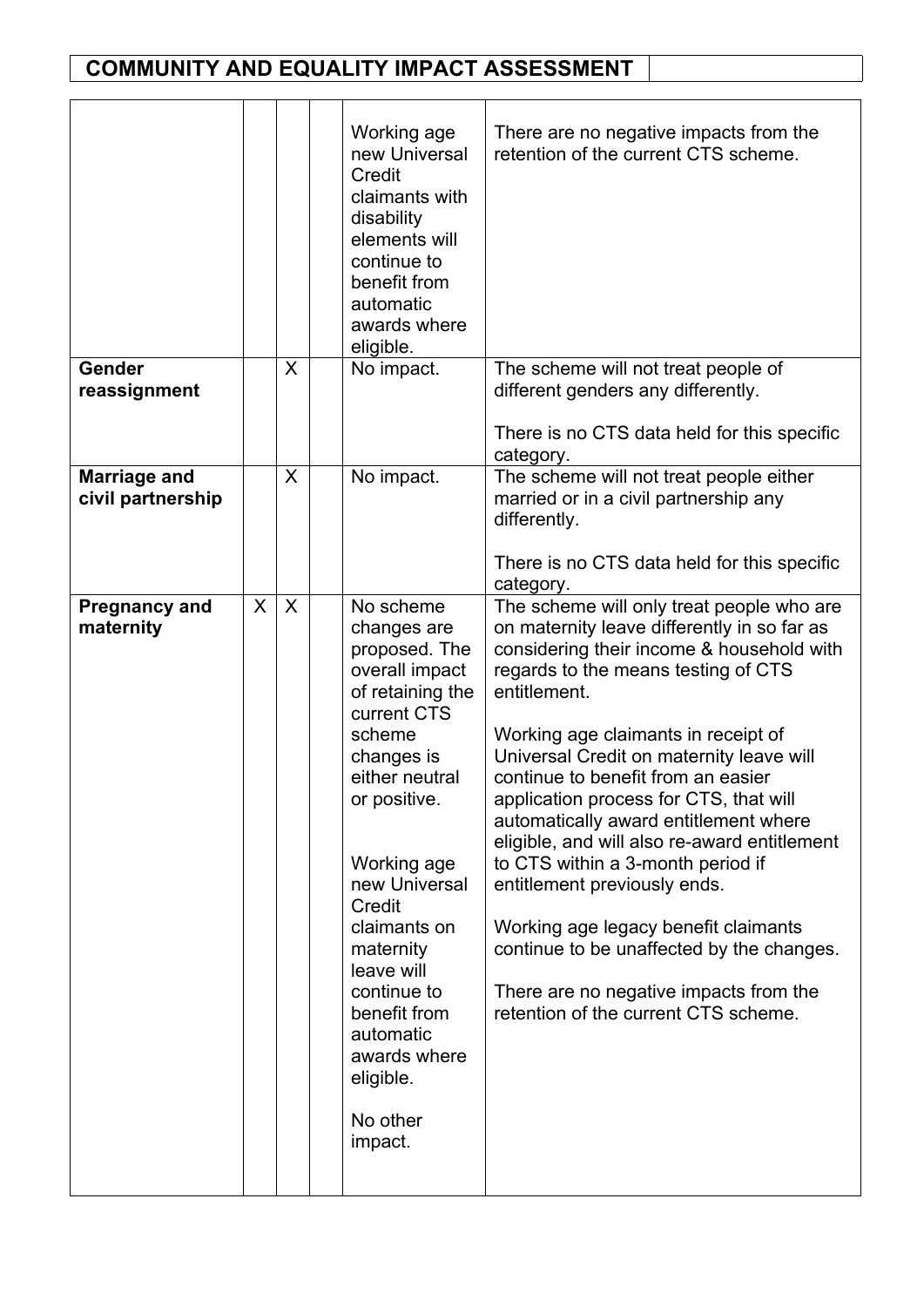## COMMUNITY AND EQUALITY IMPACT ASSESSMENT

| | | | | | |
|---|---|---|---|---|---|
| | | | | Working age new Universal Credit claimants with disability elements will continue to benefit from automatic awards where eligible. | There are no negative impacts from the retention of the current CTS scheme. |
| **Gender reassignment** | | X | | No impact. | The scheme will not treat people of different genders any differently.<br><br>There is no CTS data held for this specific category. |
| **Marriage and civil partnership** | | X | | No impact. | The scheme will not treat people either married or in a civil partnership any differently.<br><br>There is no CTS data held for this specific category. |
| **Pregnancy and maternity** | X | X | | No scheme changes are proposed. The overall impact of retaining the current CTS scheme changes is either neutral or positive.<br><br>Working age new Universal Credit claimants on maternity leave will continue to benefit from automatic awards where eligible.<br><br>No other impact. | The scheme will only treat people who are on maternity leave differently in so far as considering their income & household with regards to the means testing of CTS entitlement.<br><br>Working age claimants in receipt of Universal Credit on maternity leave will continue to benefit from an easier application process for CTS, that will automatically award entitlement where eligible, and will also re-award entitlement to CTS within a 3-month period if entitlement previously ends.<br><br>Working age legacy benefit claimants continue to be unaffected by the changes.<br><br>There are no negative impacts from the retention of the current CTS scheme. |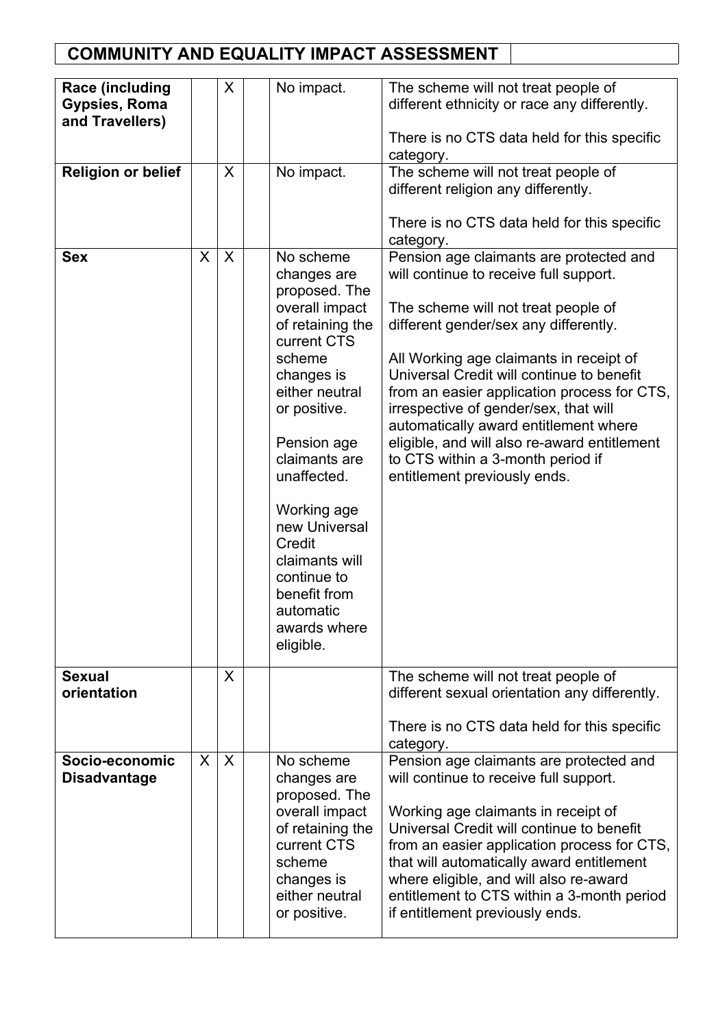## COMMUNITY AND EQUALITY IMPACT ASSESSMENT

| | | | | | |
|---|---|---|---|---|---|
| **Race (including Gypsies, Roma and Travellers)** | | X | | No impact. | The scheme will not treat people of different ethnicity or race any differently.<br><br>There is no CTS data held for this specific category. |
| **Religion or belief** | | X | | No impact. | The scheme will not treat people of different religion any differently.<br><br>There is no CTS data held for this specific category. |
| **Sex** | X | X | | No scheme changes are proposed. The overall impact of retaining the current CTS scheme changes is either neutral or positive.<br><br>Pension age claimants are unaffected.<br><br>Working age new Universal Credit claimants will continue to benefit from automatic awards where eligible. | Pension age claimants are protected and will continue to receive full support.<br><br>The scheme will not treat people of different gender/sex any differently.<br><br>All Working age claimants in receipt of Universal Credit will continue to benefit from an easier application process for CTS, irrespective of gender/sex, that will automatically award entitlement where eligible, and will also re-award entitlement to CTS within a 3-month period if entitlement previously ends. |
| **Sexual orientation** | | X | | | The scheme will not treat people of different sexual orientation any differently.<br><br>There is no CTS data held for this specific category. |
| **Socio-economic Disadvantage** | X | X | | No scheme changes are proposed. The overall impact of retaining the current CTS scheme changes is either neutral or positive. | Pension age claimants are protected and will continue to receive full support.<br><br>Working age claimants in receipt of Universal Credit will continue to benefit from an easier application process for CTS, that will automatically award entitlement where eligible, and will also re-award entitlement to CTS within a 3-month period if entitlement previously ends. |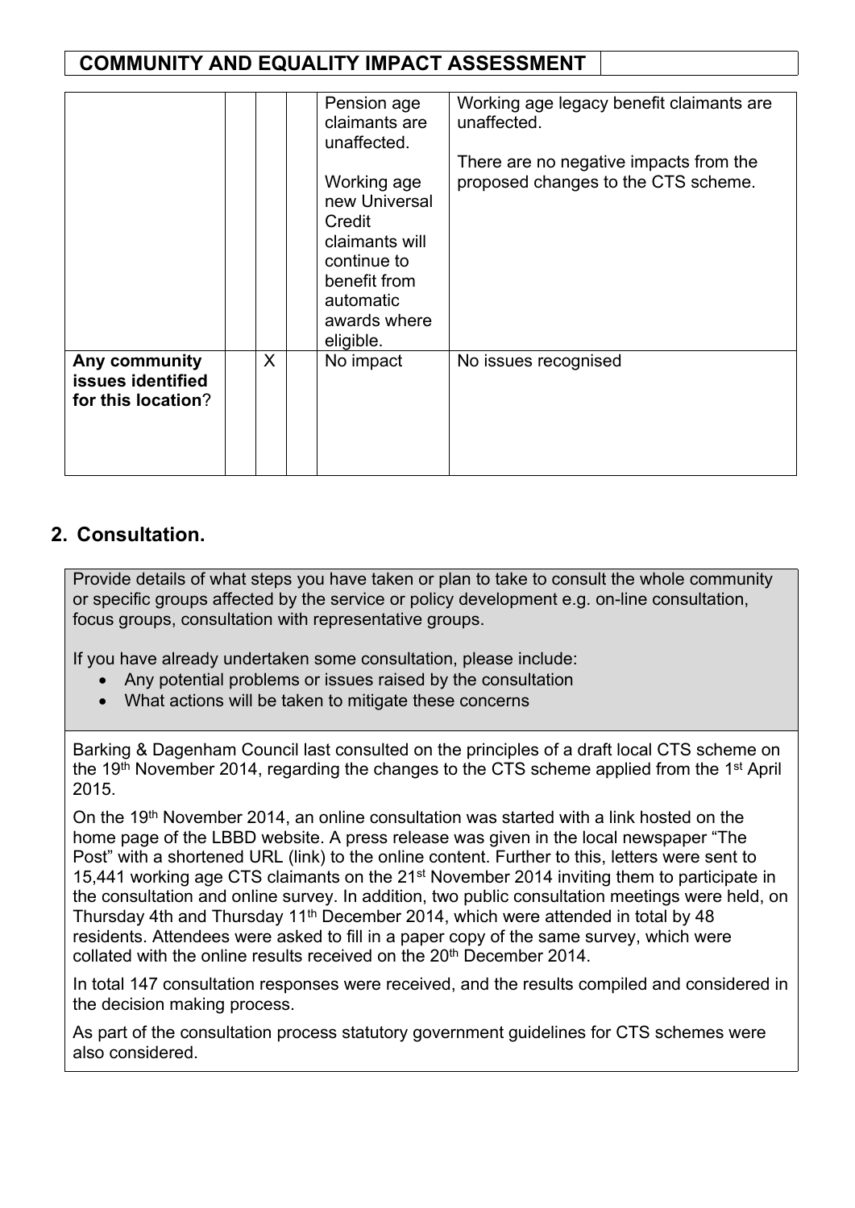## COMMUNITY AND EQUALITY IMPACT ASSESSMENT

| | | | | | |
|---|---|---|---|---|---|
| | | | | Pension age claimants are unaffected.<br><br>Working age new Universal Credit claimants will continue to benefit from automatic awards where eligible. | Working age legacy benefit claimants are unaffected.<br><br>There are no negative impacts from the proposed changes to the CTS scheme. |
| **Any community issues identified for this location**? | | X | | No impact | No issues recognised |

## 2. Consultation.

Provide details of what steps you have taken or plan to take to consult the whole community or specific groups affected by the service or policy development e.g. on-line consultation, focus groups, consultation with representative groups.

If you have already undertaken some consultation, please include:

- Any potential problems or issues raised by the consultation
- What actions will be taken to mitigate these concerns

Barking & Dagenham Council last consulted on the principles of a draft local CTS scheme on the 19th November 2014, regarding the changes to the CTS scheme applied from the 1st April 2015.

On the 19th November 2014, an online consultation was started with a link hosted on the home page of the LBBD website. A press release was given in the local newspaper "The Post" with a shortened URL (link) to the online content. Further to this, letters were sent to 15,441 working age CTS claimants on the 21st November 2014 inviting them to participate in the consultation and online survey. In addition, two public consultation meetings were held, on Thursday 4th and Thursday 11th December 2014, which were attended in total by 48 residents. Attendees were asked to fill in a paper copy of the same survey, which were collated with the online results received on the 20th December 2014.

In total 147 consultation responses were received, and the results compiled and considered in the decision making process.

As part of the consultation process statutory government guidelines for CTS schemes were also considered.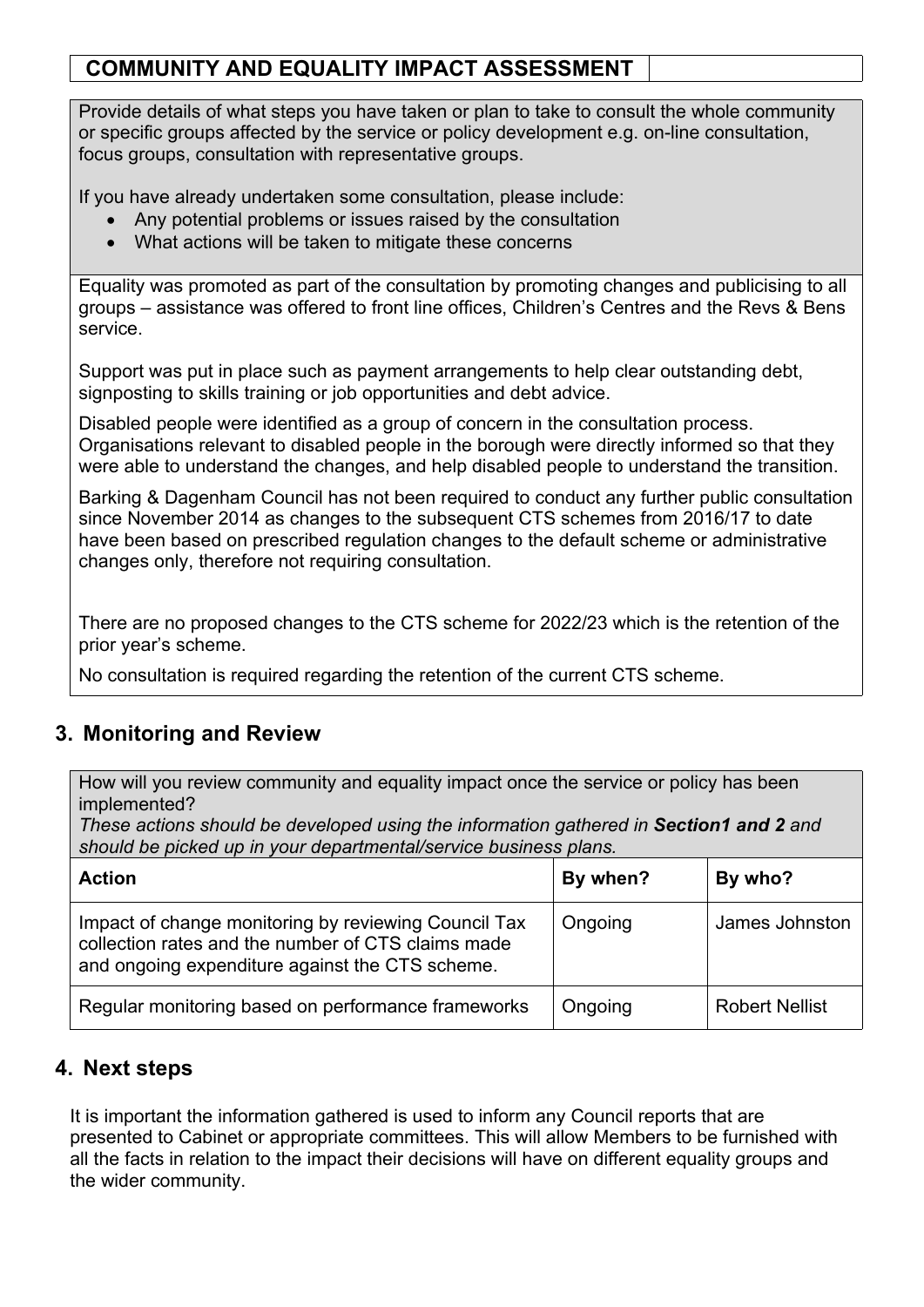| COMMUNITY AND EQUALITY IMPACT ASSESSMENT | |
|---|---|

Provide details of what steps you have taken or plan to take to consult the whole community or specific groups affected by the service or policy development e.g. on-line consultation, focus groups, consultation with representative groups.

If you have already undertaken some consultation, please include:

- Any potential problems or issues raised by the consultation
- What actions will be taken to mitigate these concerns

Equality was promoted as part of the consultation by promoting changes and publicising to all groups – assistance was offered to front line offices, Children's Centres and the Revs & Bens service.

Support was put in place such as payment arrangements to help clear outstanding debt, signposting to skills training or job opportunities and debt advice.

Disabled people were identified as a group of concern in the consultation process. Organisations relevant to disabled people in the borough were directly informed so that they were able to understand the changes, and help disabled people to understand the transition.

Barking & Dagenham Council has not been required to conduct any further public consultation since November 2014 as changes to the subsequent CTS schemes from 2016/17 to date have been based on prescribed regulation changes to the default scheme or administrative changes only, therefore not requiring consultation.

There are no proposed changes to the CTS scheme for 2022/23 which is the retention of the prior year's scheme.

No consultation is required regarding the retention of the current CTS scheme.

## 3. Monitoring and Review

How will you review community and equality impact once the service or policy has been implemented?
*These actions should be developed using the information gathered in **Section1 and 2** and should be picked up in your departmental/service business plans.*

| Action | By when? | By who? |
|---|---|---|
| Impact of change monitoring by reviewing Council Tax collection rates and the number of CTS claims made and ongoing expenditure against the CTS scheme. | Ongoing | James Johnston |
| Regular monitoring based on performance frameworks | Ongoing | Robert Nellist |

## 4. Next steps

It is important the information gathered is used to inform any Council reports that are presented to Cabinet or appropriate committees. This will allow Members to be furnished with all the facts in relation to the impact their decisions will have on different equality groups and the wider community.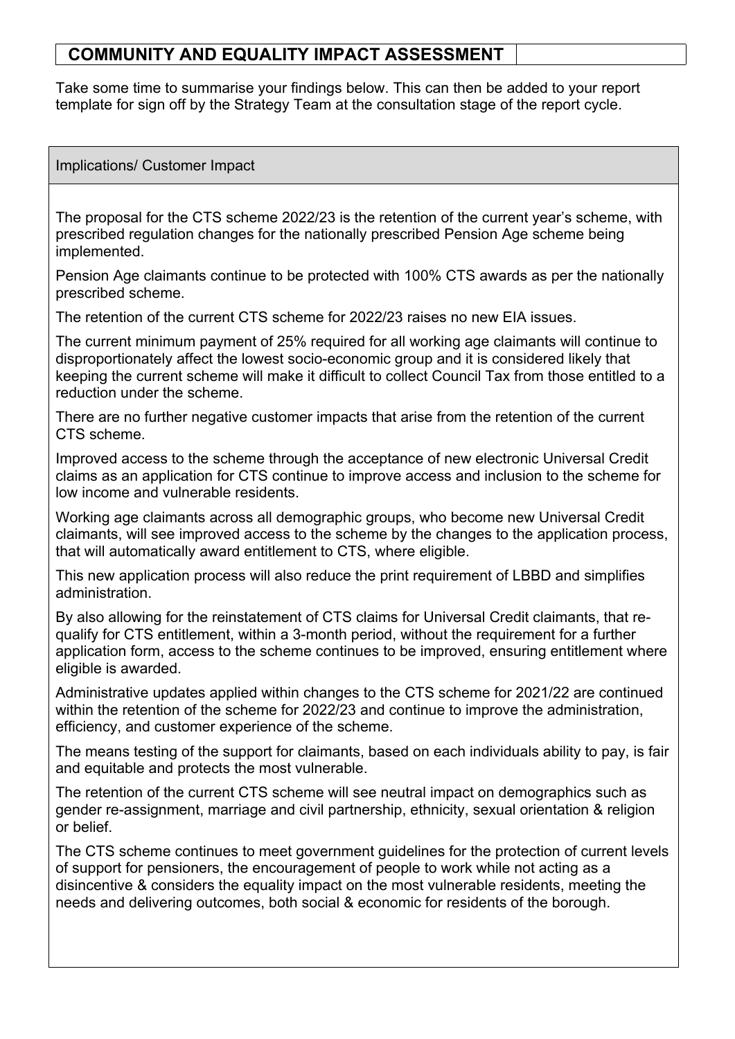## COMMUNITY AND EQUALITY IMPACT ASSESSMENT

Take some time to summarise your findings below. This can then be added to your report template for sign off by the Strategy Team at the consultation stage of the report cycle.

### Implications/ Customer Impact

The proposal for the CTS scheme 2022/23 is the retention of the current year's scheme, with prescribed regulation changes for the nationally prescribed Pension Age scheme being implemented.

Pension Age claimants continue to be protected with 100% CTS awards as per the nationally prescribed scheme.

The retention of the current CTS scheme for 2022/23 raises no new EIA issues.

The current minimum payment of 25% required for all working age claimants will continue to disproportionately affect the lowest socio-economic group and it is considered likely that keeping the current scheme will make it difficult to collect Council Tax from those entitled to a reduction under the scheme.

There are no further negative customer impacts that arise from the retention of the current CTS scheme.

Improved access to the scheme through the acceptance of new electronic Universal Credit claims as an application for CTS continue to improve access and inclusion to the scheme for low income and vulnerable residents.

Working age claimants across all demographic groups, who become new Universal Credit claimants, will see improved access to the scheme by the changes to the application process, that will automatically award entitlement to CTS, where eligible.

This new application process will also reduce the print requirement of LBBD and simplifies administration.

By also allowing for the reinstatement of CTS claims for Universal Credit claimants, that re-qualify for CTS entitlement, within a 3-month period, without the requirement for a further application form, access to the scheme continues to be improved, ensuring entitlement where eligible is awarded.

Administrative updates applied within changes to the CTS scheme for 2021/22 are continued within the retention of the scheme for 2022/23 and continue to improve the administration, efficiency, and customer experience of the scheme.

The means testing of the support for claimants, based on each individuals ability to pay, is fair and equitable and protects the most vulnerable.

The retention of the current CTS scheme will see neutral impact on demographics such as gender re-assignment, marriage and civil partnership, ethnicity, sexual orientation & religion or belief.

The CTS scheme continues to meet government guidelines for the protection of current levels of support for pensioners, the encouragement of people to work while not acting as a disincentive & considers the equality impact on the most vulnerable residents, meeting the needs and delivering outcomes, both social & economic for residents of the borough.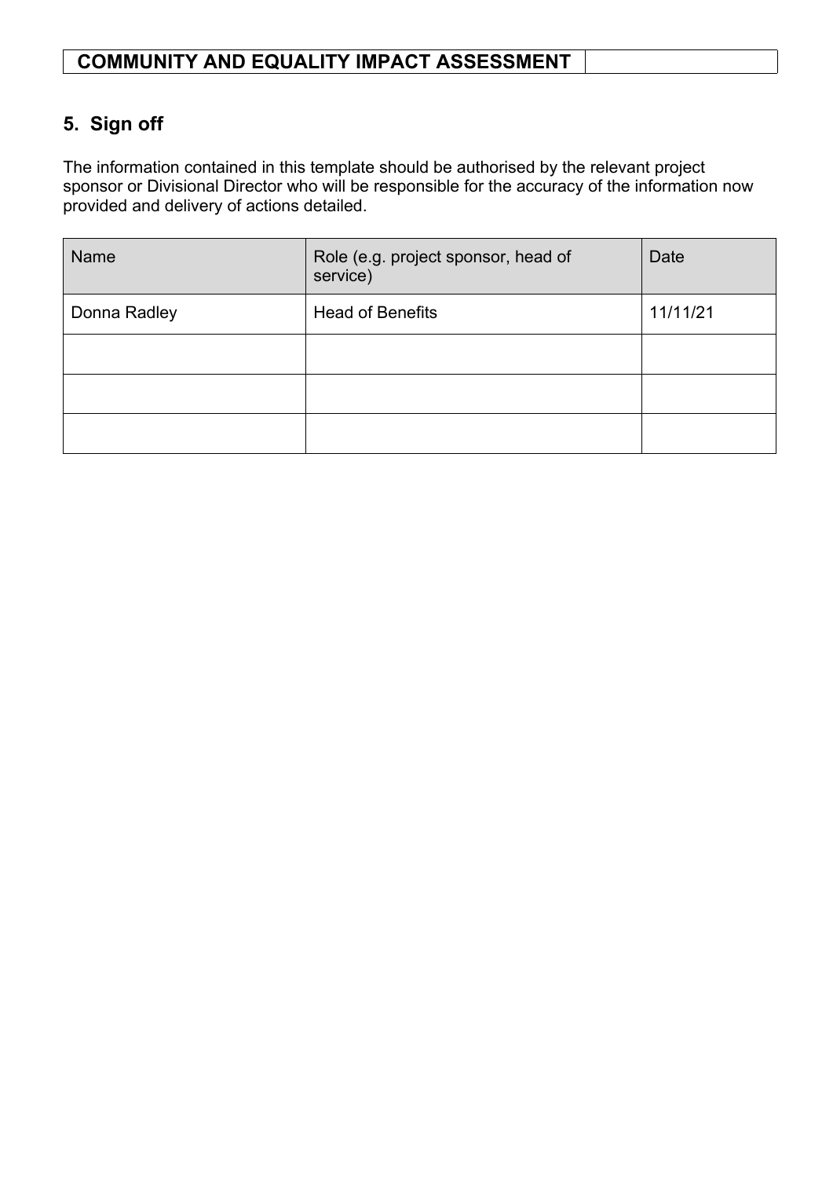## 5. Sign off

The information contained in this template should be authorised by the relevant project sponsor or Divisional Director who will be responsible for the accuracy of the information now provided and delivery of actions detailed.

| Name | Role (e.g. project sponsor, head of service) | Date |
|---|---|---|
| Donna Radley | Head of Benefits | 11/11/21 |
| | | |
| | | |
| | | |